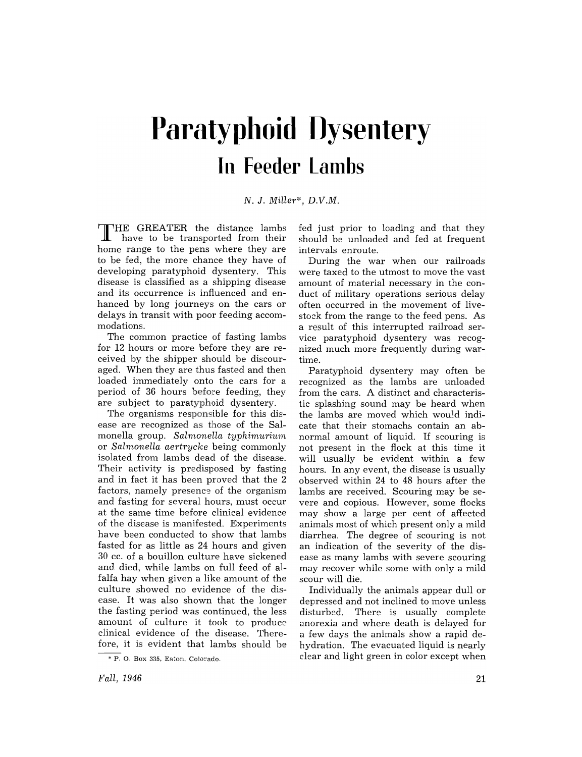# Paratyphoid Dysentery

## In Feeder Lambs

*N. J. Miller*, D.V.M.*

THE GREATER the distance lambs have to be transported from their home range to the pens where they are to be fed, the more chance they have of developing paratyphoid dysentery. This disease is classified as a shipping disease and its occurrence is influenced and enhanced by long journeys on the cars or delays in transit with poor feeding accommodations.

The common practice of fasting lambs for 12 hours or more before they are received by the shipper should be discouraged. When they are thus fasted and then loaded immediately onto the cars for a period of 36 hours before feeding, they are subject to paratyphoid dysentery.

The organisms responsible for this disease are recognized as those of the Salmonella group. *Salmonella typhimurium* or *Salmonella aertrycke* being commonly isolated from lambs dead of the disease. Their activity is predisposed by fasting and in fact it has been proved that the 2 factors, namely presence of the organism and fasting for several hours, must occur at the same time before clinical evidence of the disease is manifested. Experiments have been conducted to show that lambs fasted for as little as 24 hours and given 30 cc. of a bouillon culture have sickened and died, while lambs on full feed of alfalfa hay when given a like amount of the culture showed no evidence of the disease. It was also shown that the longer the fasting period was continued, the less amount of culture it took to produce clinical evidence of the disease. Therefore, it is evident that lambs should be fed just prior to loading and that they should be unloaded and fed at frequent intervals enroute.

During the war when our railroads were taxed to the utmost to move the vast amount of material necessary in the conduct of military operations serious delay often occurred in the movement of livestock from the range to the feed pens. As a result of this interrupted railroad service paratyphoid dysentery was recognized much more frequently during wartime.

Paratyphoid dysentery may often be recognized as the lambs are unloaded from the cars. A distinct and characteristic splashing sound may be heard when the lambs are moved which would indicate that their stomachs contain an abnormal amount of liquid. If scouring is not present in the flock at this time it will usually be evident within a few hours. In any event, the disease is usually observed within 24 to 48 hours after the lambs are received. Scouring may be severe and copious. However, some flocks may show a large per cent of affected animals most of which present only a mild diarrhea. The degree of scouring is not an indication of the severity of the disease as many lambs with severe scouring may recover while some with only a mild scour will die.

Individually the animals appear dull or depressed and not inclined to move unless disturbed. There is usually complete anorexia and where death is delayed for a few days the animals show a rapid dehydration. The evacuated liquid is nearly clear and light green in color except when

\* P. O. Box 335, Eaton, Colorado.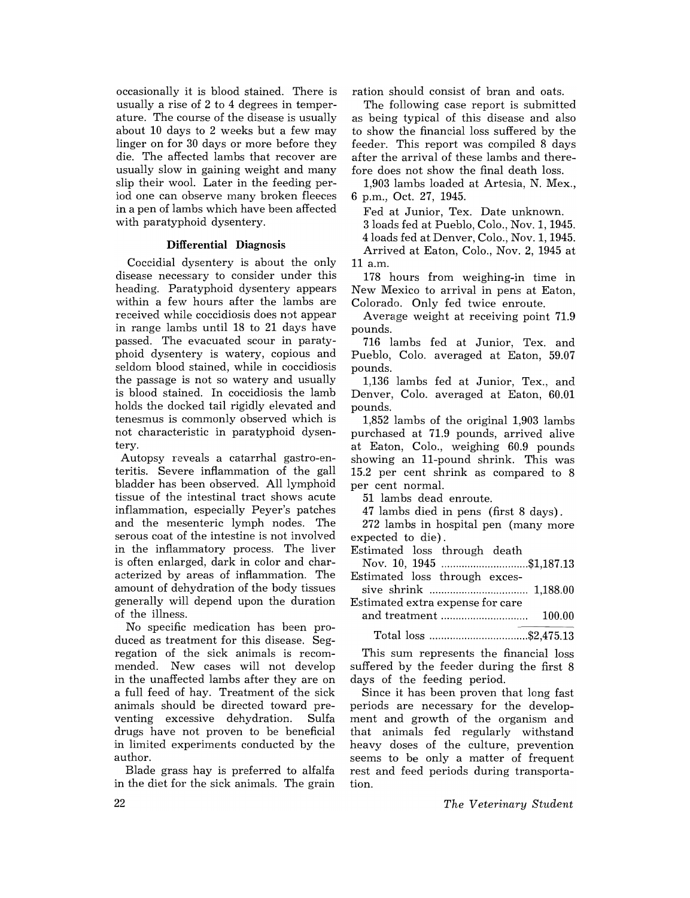occasionally it is blood stained. There is usually a rise of 2 to 4 degrees in temperature. The course of the disease is usually about 10 days to 2 weeks but a few may linger on for 30 days or more before they die. The affected lambs that recover are usually slow in gaining weight and many slip their wool. Later in the feeding period one can observe many broken fleeces in a pen of lambs which have been affected with paratyphoid dysentery.

### Differential Diagnosis

Coccidial dysentery is about the only disease necessary to consider under this heading. Paratyphoid dysentery appears within a few hours after the lambs are received while coccidiosis does not appear in range lambs until 18 to 21 days have passed. The evacuated scour in paratyphoid dysentery is watery, copious and seldom blood stained, while in coccidiosis the passage is not so watery and usually is blood stained. In coccidiosis the lamb holds the docked tail rigidly elevated and tenesmus is commonly observed which is not characteristic in paratyphoid dysentery.

Autopsy reveals a catarrhal gastro-enteritis. Severe inflammation of the gall bladder has been observed. All lymphoid tissue of the intestinal tract shows acute inflammation, especially Peyer's patches and the mesenteric lymph nodes. The serous coat of the intestine is not involved in the inflammatory process. The liver is often enlarged, dark in color and characterized by areas of inflammation. The amount of dehydration of the body tissues generally will depend upon the duration of the illness.

No specific medication has been produced as treatment for this disease. Segregation of the sick animals is recommended. New cases will not develop in the unaffected lambs after they are on a full feed of hay. Treatment of the sick animals should be directed toward preventing excessive dehydration. Sulfa drugs have not proven to be beneficial in limited experiments conducted by the author.

Blade grass hay is preferred to alfalfa in the diet for the sick animals. The grain ration should consist of bran and oats.

The following case report is submitted as being typical of this disease and also to show the financial loss suffered by the feeder. This report was compiled 8 days after the arrival of these lambs and therefore does not show the final death loss.

1,903 lambs loaded at Artesia, N. Mex., 6 p.m., Oct. 27, 1945.

Fed at Junior, Tex. Date unknown.

3 loads fed at Pueblo, Colo., Nov. 1, 1945.

4 loads fed at Denver, Colo., Nov. 1, 1945.

Arrived at Eaton, Colo., Nov. 2, 1945 at 11 a.m.

178 hours from weighing-in time in New Mexico to arrival in pens at Eaton, Colorado. Only fed twice enroute.

Average weight at receiving point 71.9 pounds.

716 lambs fed at Junior, Tex. and Pueblo, Colo. averaged at Eaton, 59.07 pounds.

1,136 lambs fed at Junior, Tex., and Denver, Colo. averaged at Eaton, 60.01 pounds.

1,852 lambs of the original 1,903 lambs purchased at 71.9 pounds, arrived alive at Eaton, Colo., weighing 60.9 pounds showing an 11-pound shrink. This was 15.2 per cent shrink as compared to 8 per cent normal.

51 lambs dead enroute.

47 lambs died in pens (first 8 days).

272 lambs in hospital pen (many more expected to die).

| | |
|---|---|
| Estimated loss through death Nov. 10, 1945 | $1,187.13 |
| Estimated loss through excessive shrink | 1,188.00 |
| Estimated extra expense for care and treatment | 100.00 |
| Total loss | $2,475.13 |

This sum represents the financial loss suffered by the feeder during the first 8 days of the feeding period.

Since it has been proven that long fast periods are necessary for the development and growth of the organism and that animals fed regularly withstand heavy doses of the culture, prevention seems to be only a matter of frequent rest and feed periods during transportation.